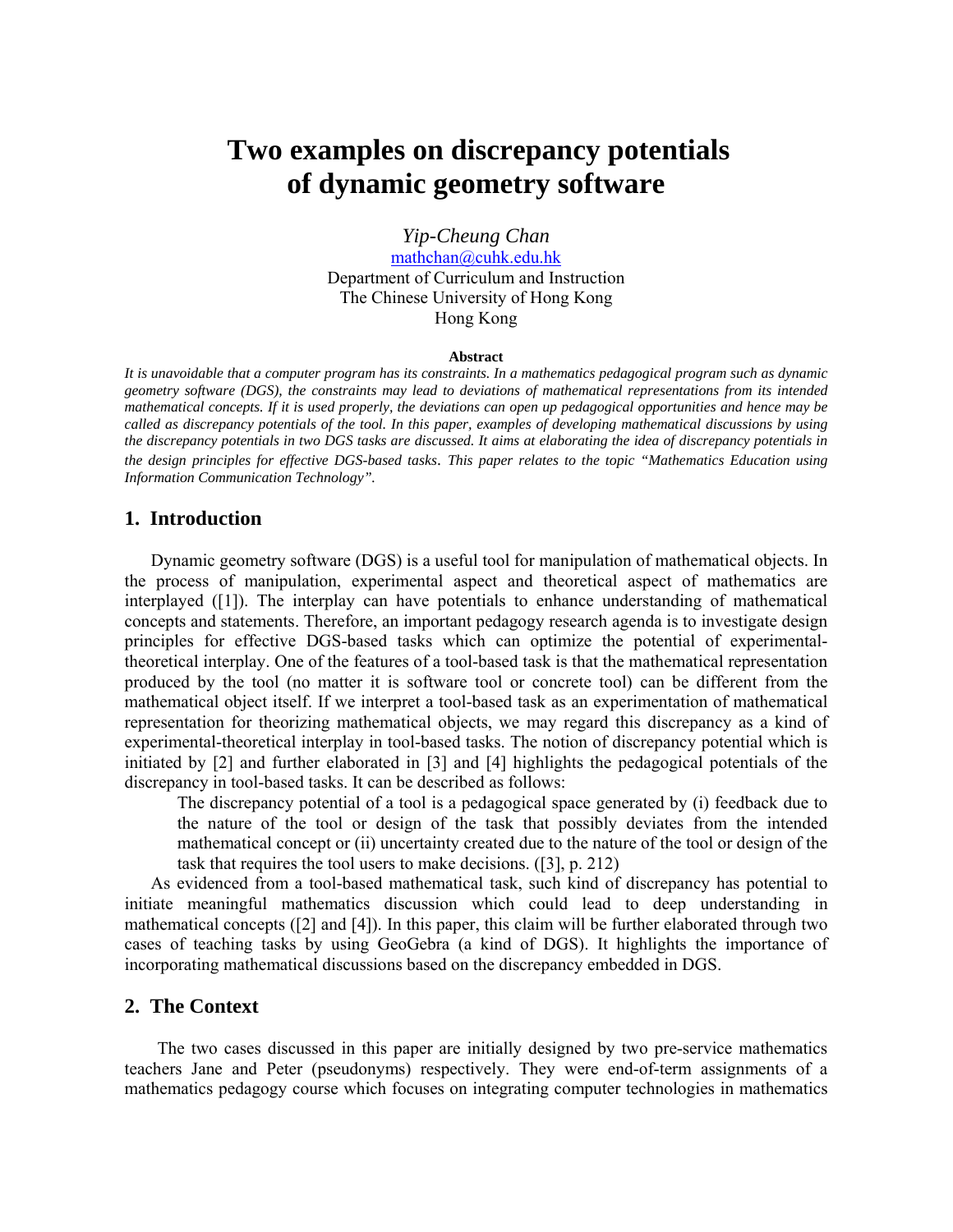# Two examples on discrepancy potentials of dynamic geometry software

*Yip-Cheung Chan*

mathchan@cuhk.edu.hk

Department of Curriculum and Instruction

The Chinese University of Hong Kong

Hong Kong

**Abstract**

*It is unavoidable that a computer program has its constraints. In a mathematics pedagogical program such as dynamic geometry software (DGS), the constraints may lead to deviations of mathematical representations from its intended mathematical concepts. If it is used properly, the deviations can open up pedagogical opportunities and hence may be called as discrepancy potentials of the tool. In this paper, examples of developing mathematical discussions by using the discrepancy potentials in two DGS tasks are discussed. It aims at elaborating the idea of discrepancy potentials in the design principles for effective DGS-based tasks. This paper relates to the topic "Mathematics Education using Information Communication Technology".*

## 1. Introduction

Dynamic geometry software (DGS) is a useful tool for manipulation of mathematical objects. In the process of manipulation, experimental aspect and theoretical aspect of mathematics are interplayed ([1]). The interplay can have potentials to enhance understanding of mathematical concepts and statements. Therefore, an important pedagogy research agenda is to investigate design principles for effective DGS-based tasks which can optimize the potential of experimental-theoretical interplay. One of the features of a tool-based task is that the mathematical representation produced by the tool (no matter it is software tool or concrete tool) can be different from the mathematical object itself. If we interpret a tool-based task as an experimentation of mathematical representation for theorizing mathematical objects, we may regard this discrepancy as a kind of experimental-theoretical interplay in tool-based tasks. The notion of discrepancy potential which is initiated by [2] and further elaborated in [3] and [4] highlights the pedagogical potentials of the discrepancy in tool-based tasks. It can be described as follows:

> The discrepancy potential of a tool is a pedagogical space generated by (i) feedback due to the nature of the tool or design of the task that possibly deviates from the intended mathematical concept or (ii) uncertainty created due to the nature of the tool or design of the task that requires the tool users to make decisions. ([3], p. 212)

As evidenced from a tool-based mathematical task, such kind of discrepancy has potential to initiate meaningful mathematics discussion which could lead to deep understanding in mathematical concepts ([2] and [4]). In this paper, this claim will be further elaborated through two cases of teaching tasks by using GeoGebra (a kind of DGS). It highlights the importance of incorporating mathematical discussions based on the discrepancy embedded in DGS.

## 2. The Context

The two cases discussed in this paper are initially designed by two pre-service mathematics teachers Jane and Peter (pseudonyms) respectively. They were end-of-term assignments of a mathematics pedagogy course which focuses on integrating computer technologies in mathematics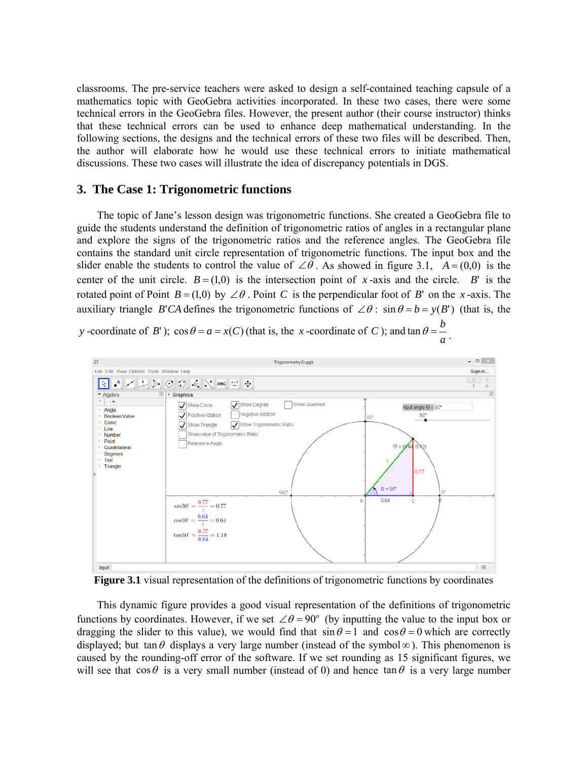classrooms. The pre-service teachers were asked to design a self-contained teaching capsule of a mathematics topic with GeoGebra activities incorporated. In these two cases, there were some technical errors in the GeoGebra files. However, the present author (their course instructor) thinks that these technical errors can be used to enhance deep mathematical understanding. In the following sections, the designs and the technical errors of these two files will be described. Then, the author will elaborate how he would use these technical errors to initiate mathematical discussions. These two cases will illustrate the idea of discrepancy potentials in DGS.

## 3. The Case 1: Trigonometric functions

The topic of Jane's lesson design was trigonometric functions. She created a GeoGebra file to guide the students understand the definition of trigonometric ratios of angles in a rectangular plane and explore the signs of the trigonometric ratios and the reference angles. The GeoGebra file contains the standard unit circle representation of trigonometric functions. The input box and the slider enable the students to control the value of $\angle\theta$. As showed in figure 3.1, $A=(0,0)$ is the center of the unit circle. $B=(1,0)$ is the intersection point of $x$-axis and the circle. $B'$ is the rotated point of Point $B=(1,0)$ by $\angle\theta$. Point $C$ is the perpendicular foot of $B'$ on the $x$-axis. The auxiliary triangle $B'CA$ defines the trigonometric functions of $\angle\theta$: $\sin\theta = b = y(B')$ (that is, the $y$-coordinate of $B'$); $\cos\theta = a = x(C)$ (that is, the $x$-coordinate of $C$); and $\tan\theta = \dfrac{b}{a}$.

**Figure 3.1** visual representation of the definitions of trigonometric functions by coordinates

This dynamic figure provides a good visual representation of the definitions of trigonometric functions by coordinates. However, if we set $\angle\theta = 90^o$ (by inputting the value to the input box or dragging the slider to this value), we would find that $\sin\theta = 1$ and $\cos\theta = 0$ which are correctly displayed; but $\tan\theta$ displays a very large number (instead of the symbol $\infty$). This phenomenon is caused by the rounding-off error of the software. If we set rounding as 15 significant figures, we will see that $\cos\theta$ is a very small number (instead of 0) and hence $\tan\theta$ is a very large number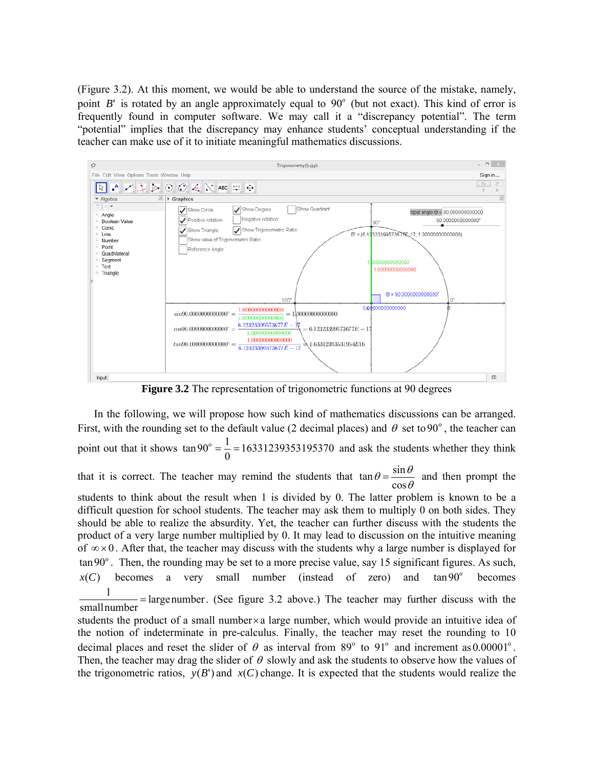(Figure 3.2). At this moment, we would be able to understand the source of the mistake, namely, point $B'$ is rotated by an angle approximately equal to $90^o$ (but not exact). This kind of error is frequently found in computer software. We may call it a "discrepancy potential". The term "potential" implies that the discrepancy may enhance students' conceptual understanding if the teacher can make use of it to initiate meaningful mathematics discussions.

**Figure 3.2** The representation of trigonometric functions at 90 degrees

In the following, we will propose how such kind of mathematics discussions can be arranged. First, with the rounding set to the default value (2 decimal places) and $\theta$ set to $90^o$, the teacher can point out that it shows $\tan 90^o = \dfrac{1}{0} = 16331239353195370$ and ask the students whether they think that it is correct. The teacher may remind the students that $\tan\theta = \dfrac{\sin\theta}{\cos\theta}$ and then prompt the students to think about the result when 1 is divided by 0. The latter problem is known to be a difficult question for school students. The teacher may ask them to multiply 0 on both sides. They should be able to realize the absurdity. Yet, the teacher can further discuss with the students the product of a very large number multiplied by 0. It may lead to discussion on the intuitive meaning of $\infty \times 0$. After that, the teacher may discuss with the students why a large number is displayed for $\tan 90^o$. Then, the rounding may be set to a more precise value, say 15 significant figures. As such, $x(C)$ becomes a very small number (instead of zero) and $\tan 90^o$ becomes $\dfrac{1}{\text{small number}} = \text{large number}$. (See figure 3.2 above.) The teacher may further discuss with the students the product of a small number × a large number, which would provide an intuitive idea of the notion of indeterminate in pre-calculus. Finally, the teacher may reset the rounding to 10 decimal places and reset the slider of $\theta$ as interval from $89^o$ to $91^o$ and increment as $0.00001^o$. Then, the teacher may drag the slider of $\theta$ slowly and ask the students to observe how the values of the trigonometric ratios, $y(B')$ and $x(C)$ change. It is expected that the students would realize the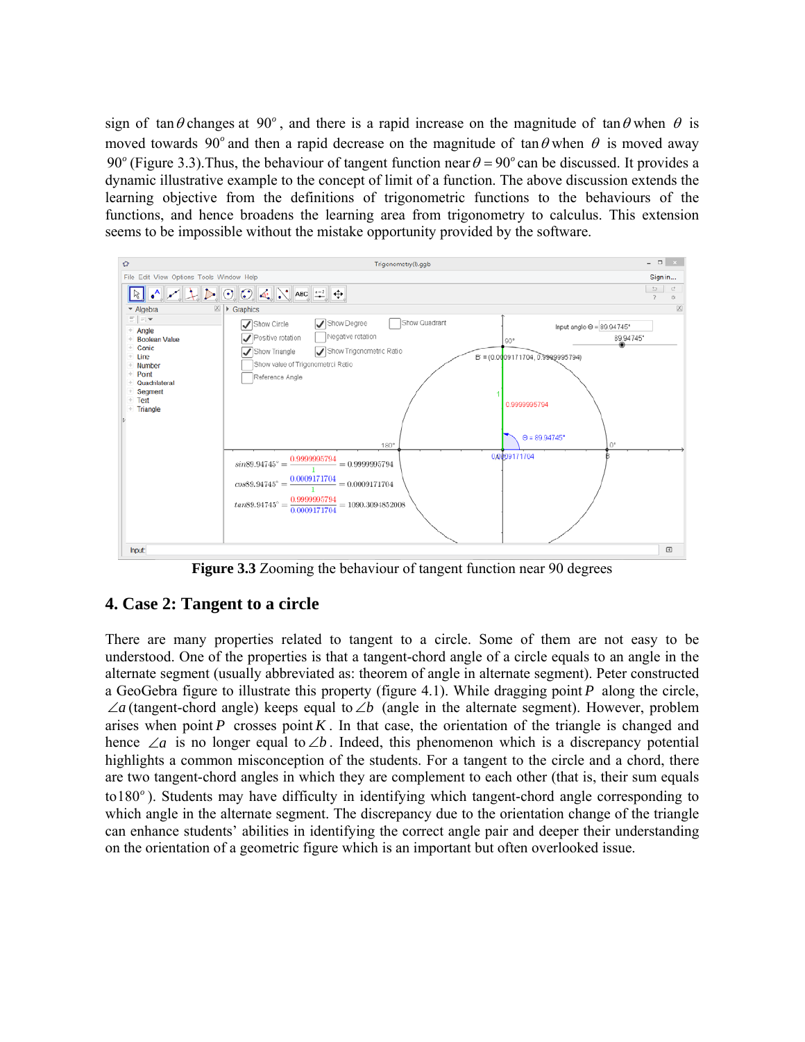sign of $\tan\theta$ changes at $90^o$, and there is a rapid increase on the magnitude of $\tan\theta$ when $\theta$ is moved towards $90^o$ and then a rapid decrease on the magnitude of $\tan\theta$ when $\theta$ is moved away $90^o$ (Figure 3.3).Thus, the behaviour of tangent function near $\theta = 90^o$ can be discussed. It provides a dynamic illustrative example to the concept of limit of a function. The above discussion extends the learning objective from the definitions of trigonometric functions to the behaviours of the functions, and hence broadens the learning area from trigonometry to calculus. This extension seems to be impossible without the mistake opportunity provided by the software.

**Figure 3.3** Zooming the behaviour of tangent function near 90 degrees

## 4. Case 2: Tangent to a circle

There are many properties related to tangent to a circle. Some of them are not easy to be understood. One of the properties is that a tangent-chord angle of a circle equals to an angle in the alternate segment (usually abbreviated as: theorem of angle in alternate segment). Peter constructed a GeoGebra figure to illustrate this property (figure 4.1). While dragging point $P$ along the circle, $\angle a$ (tangent-chord angle) keeps equal to $\angle b$ (angle in the alternate segment). However, problem arises when point $P$ crosses point $K$. In that case, the orientation of the triangle is changed and hence $\angle a$ is no longer equal to $\angle b$. Indeed, this phenomenon which is a discrepancy potential highlights a common misconception of the students. For a tangent to the circle and a chord, there are two tangent-chord angles in which they are complement to each other (that is, their sum equals to $180^o$). Students may have difficulty in identifying which tangent-chord angle corresponding to which angle in the alternate segment. The discrepancy due to the orientation change of the triangle can enhance students' abilities in identifying the correct angle pair and deeper their understanding on the orientation of a geometric figure which is an important but often overlooked issue.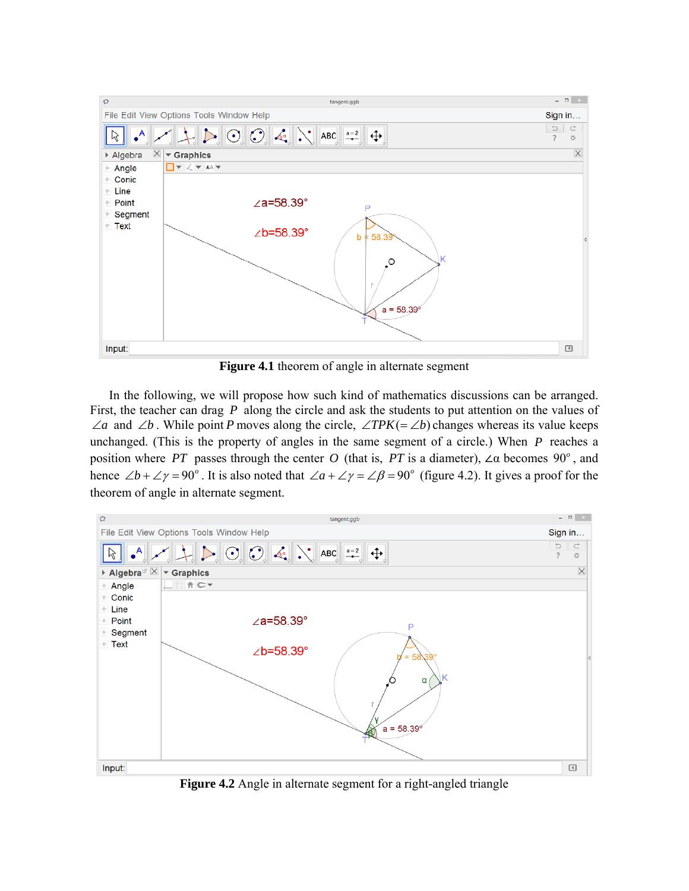**Figure 4.1** theorem of angle in alternate segment

In the following, we will propose how such kind of mathematics discussions can be arranged. First, the teacher can drag $P$ along the circle and ask the students to put attention on the values of $\angle a$ and $\angle b$. While point $P$ moves along the circle, $\angle TPK(=\angle b)$ changes whereas its value keeps unchanged. (This is the property of angles in the same segment of a circle.) When $P$ reaches a position where $PT$ passes through the center $O$ (that is, $PT$ is a diameter), $\angle \alpha$ becomes $90^o$, and hence $\angle b + \angle \gamma = 90^o$. It is also noted that $\angle a + \angle \gamma = \angle \beta = 90^o$ (figure 4.2). It gives a proof for the theorem of angle in alternate segment.

**Figure 4.2** Angle in alternate segment for a right-angled triangle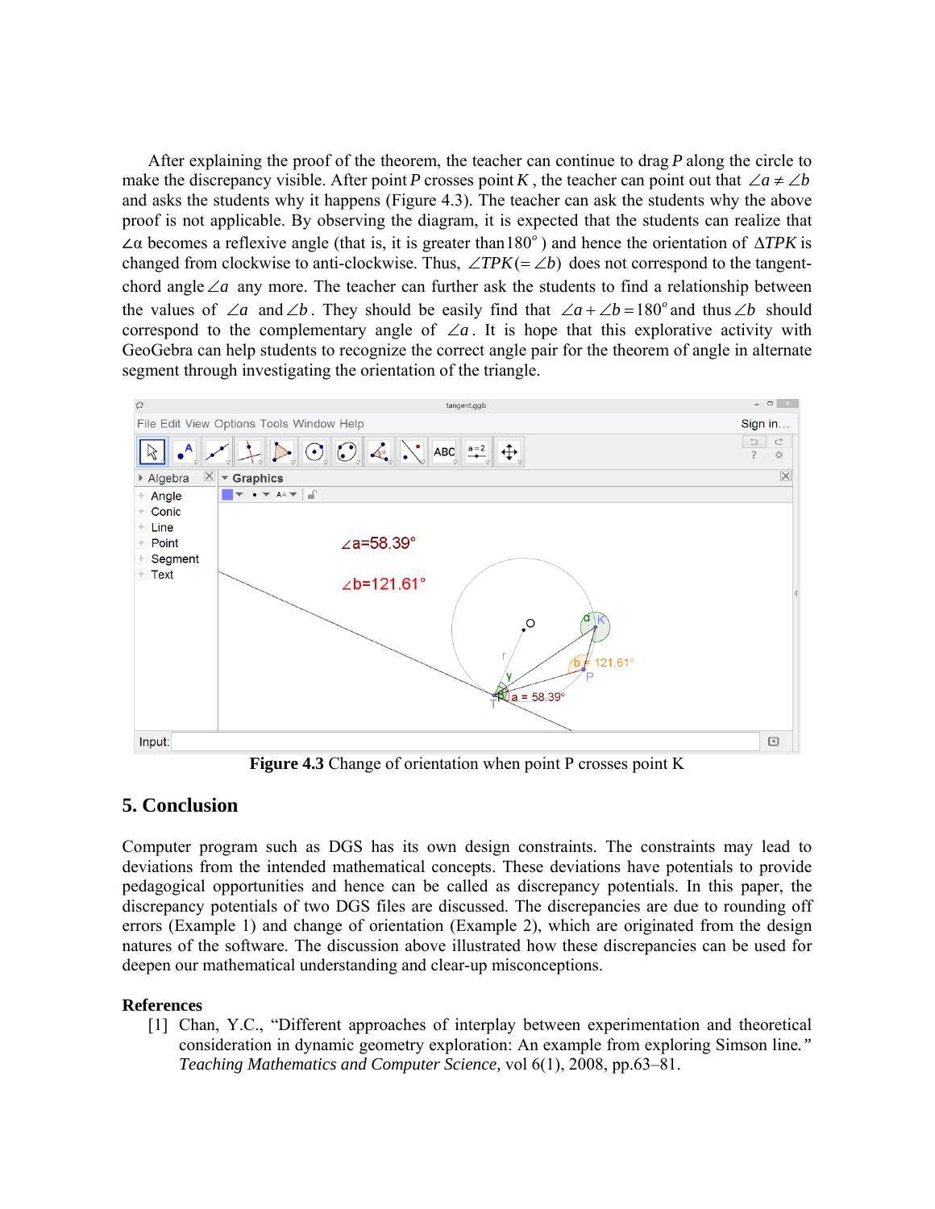After explaining the proof of the theorem, the teacher can continue to drag $P$ along the circle to make the discrepancy visible. After point $P$ crosses point $K$, the teacher can point out that $\angle a \neq \angle b$ and asks the students why it happens (Figure 4.3). The teacher can ask the students why the above proof is not applicable. By observing the diagram, it is expected that the students can realize that $\angle \alpha$ becomes a reflexive angle (that is, it is greater than $180^{o}$) and hence the orientation of $\Delta TPK$ is changed from clockwise to anti-clockwise. Thus, $\angle TPK (= \angle b)$ does not correspond to the tangent-chord angle $\angle a$ any more. The teacher can further ask the students to find a relationship between the values of $\angle a$ and $\angle b$. They should be easily find that $\angle a + \angle b = 180^{o}$ and thus $\angle b$ should correspond to the complementary angle of $\angle a$. It is hope that this explorative activity with GeoGebra can help students to recognize the correct angle pair for the theorem of angle in alternate segment through investigating the orientation of the triangle.

**Figure 4.3** Change of orientation when point P crosses point K

## 5. Conclusion

Computer program such as DGS has its own design constraints. The constraints may lead to deviations from the intended mathematical concepts. These deviations have potentials to provide pedagogical opportunities and hence can be called as discrepancy potentials. In this paper, the discrepancy potentials of two DGS files are discussed. The discrepancies are due to rounding off errors (Example 1) and change of orientation (Example 2), which are originated from the design natures of the software. The discussion above illustrated how these discrepancies can be used for deepen our mathematical understanding and clear-up misconceptions.

**References**

[1] Chan, Y.C., “Different approaches of interplay between experimentation and theoretical consideration in dynamic geometry exploration: An example from exploring Simson line.” *Teaching Mathematics and Computer Science*, vol 6(1), 2008, pp.63–81.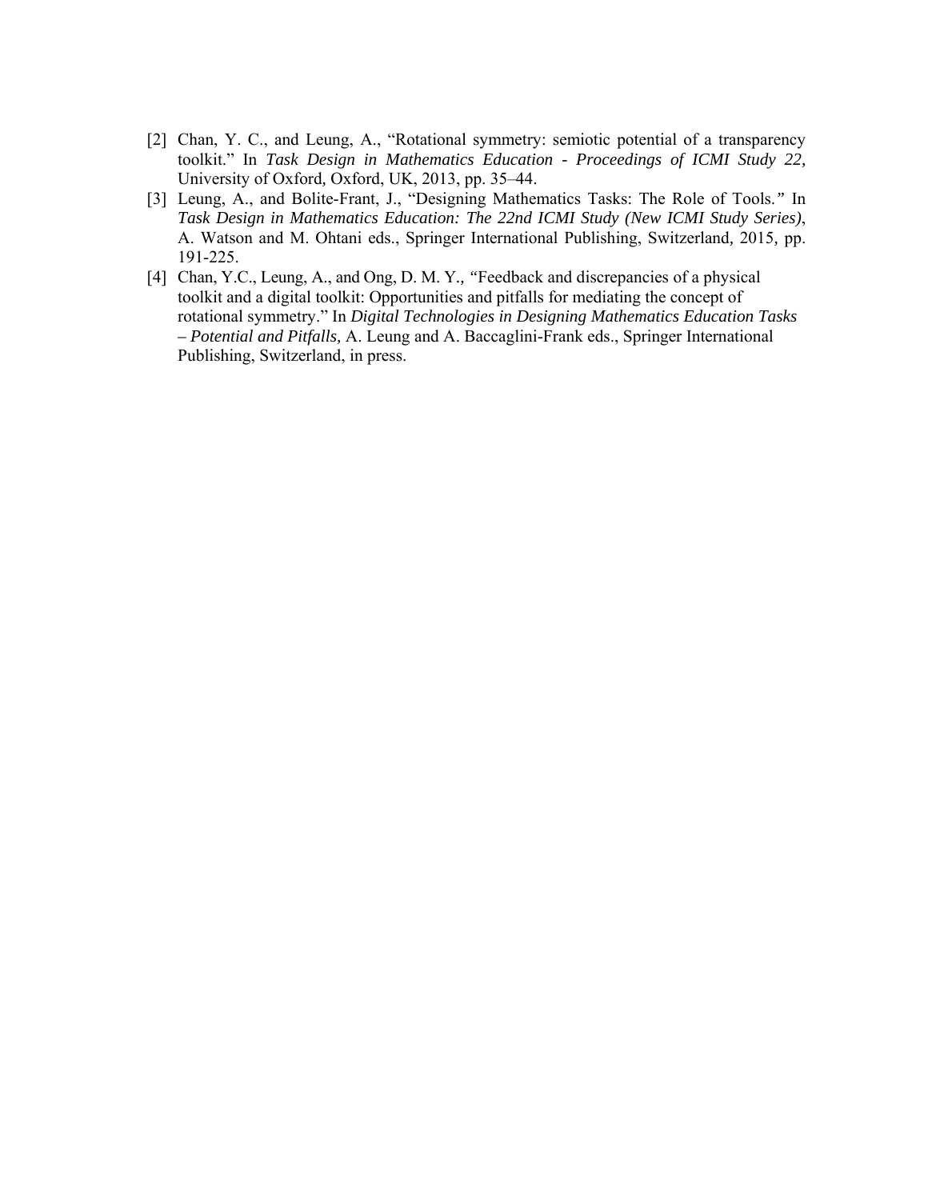[2] Chan, Y. C., and Leung, A., "Rotational symmetry: semiotic potential of a transparency toolkit." In *Task Design in Mathematics Education - Proceedings of ICMI Study 22,* University of Oxford, Oxford, UK, 2013, pp. 35–44.

[3] Leung, A., and Bolite-Frant, J., "Designing Mathematics Tasks: The Role of Tools." In *Task Design in Mathematics Education: The 22nd ICMI Study (New ICMI Study Series)*, A. Watson and M. Ohtani eds., Springer International Publishing, Switzerland, 2015, pp. 191-225.

[4] Chan, Y.C., Leung, A., and Ong, D. M. Y., "Feedback and discrepancies of a physical toolkit and a digital toolkit: Opportunities and pitfalls for mediating the concept of rotational symmetry." In *Digital Technologies in Designing Mathematics Education Tasks – Potential and Pitfalls,* A. Leung and A. Baccaglini-Frank eds., Springer International Publishing, Switzerland, in press.